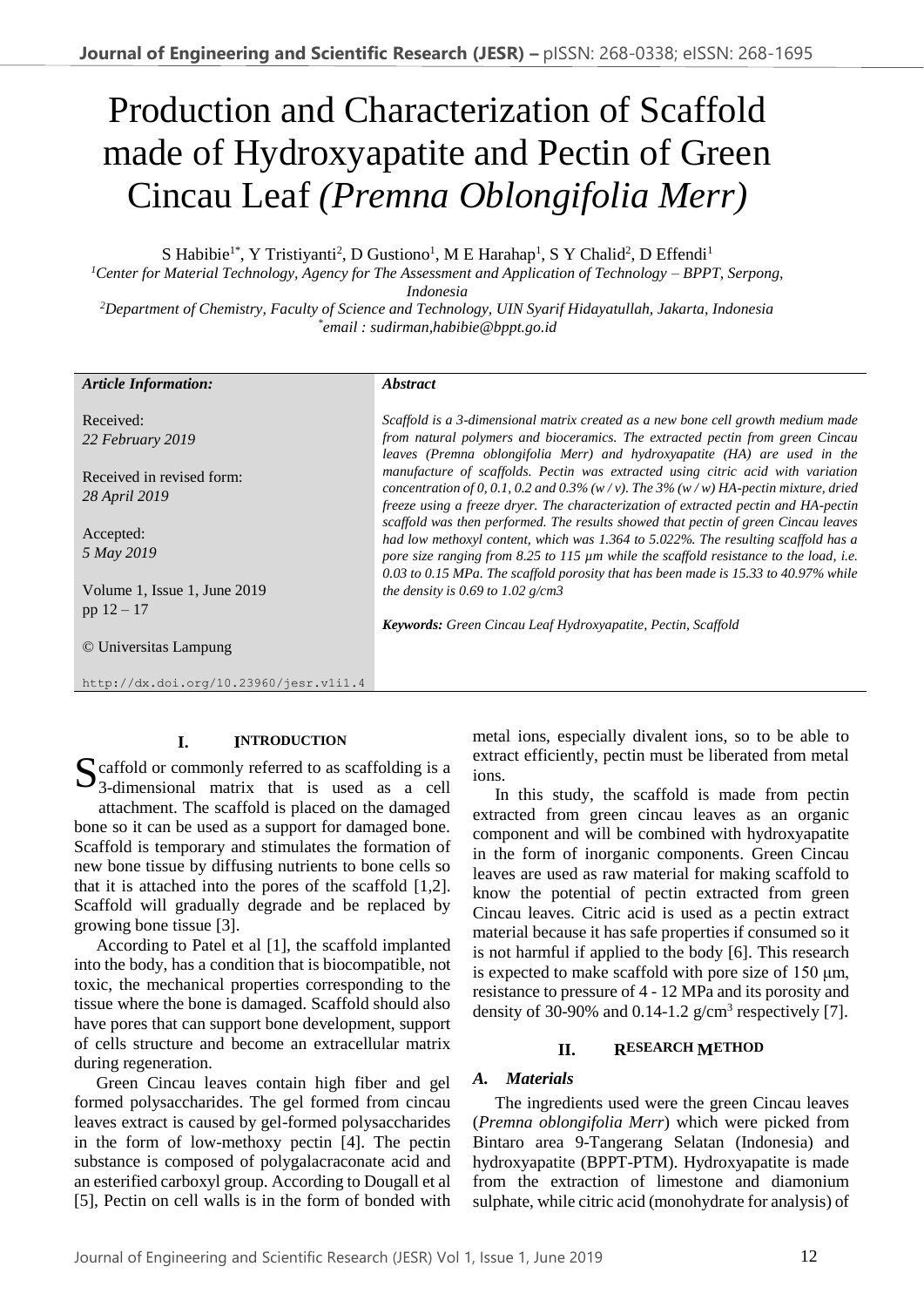# Production and Characterization of Scaffold made of Hydroxyapatite and Pectin of Green Cincau Leaf *(Premna Oblongifolia Merr)*

S Habibie[1*], Y Tristiyanti[2], D Gustiono[1], M E Harahap[1], S Y Chalid[2], D Effendi[1]

[1]*Center for Material Technology, Agency for The Assessment and Application of Technology – BPPT, Serpong, Indonesia*

[2]*Department of Chemistry, Faculty of Science and Technology, UIN Syarif Hidayatullah, Jakarta, Indonesia*

[*]*email : sudirman,habibie@bppt.go.id*

| *Article Information:* | *Abstract* |
|---|---|
| Received: *22 February 2019*<br><br>Received in revised form: *28 April 2019*<br><br>Accepted: *5 May 2019*<br><br>Volume 1, Issue 1, June 2019 pp 12 – 17<br><br>© Universitas Lampung<br><br>http://dx.doi.org/10.23960/jesr.v1i1.4 | *Scaffold is a 3-dimensional matrix created as a new bone cell growth medium made from natural polymers and bioceramics. The extracted pectin from green Cincau leaves (Premna oblongifolia Merr) and hydroxyapatite (HA) are used in the manufacture of scaffolds. Pectin was extracted using citric acid with variation concentration of 0, 0.1, 0.2 and 0.3% (w / v). The 3% (w / w) HA-pectin mixture, dried freeze using a freeze dryer. The characterization of extracted pectin and HA-pectin scaffold was then performed. The results showed that pectin of green Cincau leaves had low methoxyl content, which was 1.364 to 5.022%. The resulting scaffold has a pore size ranging from 8.25 to 115 µm while the scaffold resistance to the load, i.e. 0.03 to 0.15 MPa. The scaffold porosity that has been made is 15.33 to 40.97% while the density is 0.69 to 1.02 g/cm3*<br><br>***Keywords:*** *Green Cincau Leaf Hydroxyapatite, Pectin, Scaffold* |

## I. INTRODUCTION

Scaffold or commonly referred to as scaffolding is a 3-dimensional matrix that is used as a cell attachment. The scaffold is placed on the damaged bone so it can be used as a support for damaged bone. Scaffold is temporary and stimulates the formation of new bone tissue by diffusing nutrients to bone cells so that it is attached into the pores of the scaffold [1,2]. Scaffold will gradually degrade and be replaced by growing bone tissue [3].

According to Patel et al [1], the scaffold implanted into the body, has a condition that is biocompatible, not toxic, the mechanical properties corresponding to the tissue where the bone is damaged. Scaffold should also have pores that can support bone development, support of cells structure and become an extracellular matrix during regeneration.

Green Cincau leaves contain high fiber and gel formed polysaccharides. The gel formed from cincau leaves extract is caused by gel-formed polysaccharides in the form of low-methoxy pectin [4]. The pectin substance is composed of polygalacraconate acid and an esterified carboxyl group. According to Dougall et al [5], Pectin on cell walls is in the form of bonded with metal ions, especially divalent ions, so to be able to extract efficiently, pectin must be liberated from metal ions.

In this study, the scaffold is made from pectin extracted from green cincau leaves as an organic component and will be combined with hydroxyapatite in the form of inorganic components. Green Cincau leaves are used as raw material for making scaffold to know the potential of pectin extracted from green Cincau leaves. Citric acid is used as a pectin extract material because it has safe properties if consumed so it is not harmful if applied to the body [6]. This research is expected to make scaffold with pore size of 150 μm, resistance to pressure of 4 - 12 MPa and its porosity and density of 30-90% and 0.14-1.2 g/cm$^3$ respectively [7].

## II. RESEARCH METHOD

### A. Materials

The ingredients used were the green Cincau leaves (*Premna oblongifolia Merr*) which were picked from Bintaro area 9-Tangerang Selatan (Indonesia) and hydroxyapatite (BPPT-PTM). Hydroxyapatite is made from the extraction of limestone and diamonium sulphate, while citric acid (monohydrate for analysis) of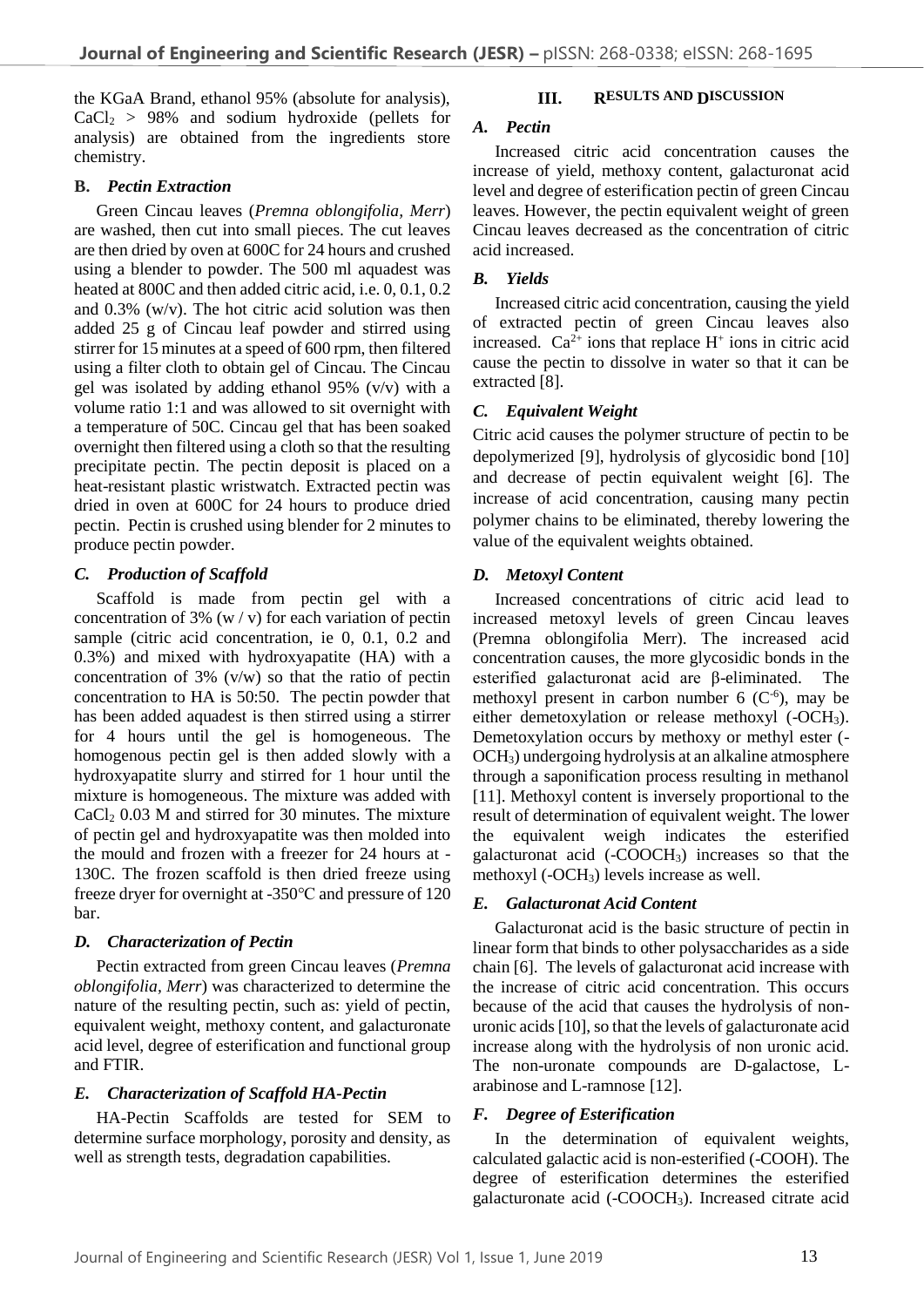the KGaA Brand, ethanol 95% (absolute for analysis), $CaCl_2$ > 98% and sodium hydroxide (pellets for analysis) are obtained from the ingredients store chemistry.

### B. *Pectin Extraction*

Green Cincau leaves (*Premna oblongifolia, Merr*) are washed, then cut into small pieces. The cut leaves are then dried by oven at 600C for 24 hours and crushed using a blender to powder. The 500 ml aquadest was heated at 800C and then added citric acid, i.e. 0, 0.1, 0.2 and 0.3% (w/v). The hot citric acid solution was then added 25 g of Cincau leaf powder and stirred using stirrer for 15 minutes at a speed of 600 rpm, then filtered using a filter cloth to obtain gel of Cincau. The Cincau gel was isolated by adding ethanol 95% (v/v) with a volume ratio 1:1 and was allowed to sit overnight with a temperature of 50C. Cincau gel that has been soaked overnight then filtered using a cloth so that the resulting precipitate pectin. The pectin deposit is placed on a heat-resistant plastic wristwatch. Extracted pectin was dried in oven at 600C for 24 hours to produce dried pectin. Pectin is crushed using blender for 2 minutes to produce pectin powder.

### C. *Production of Scaffold*

Scaffold is made from pectin gel with a concentration of 3% (w / v) for each variation of pectin sample (citric acid concentration, ie 0, 0.1, 0.2 and 0.3%) and mixed with hydroxyapatite (HA) with a concentration of 3% (v/w) so that the ratio of pectin concentration to HA is 50:50. The pectin powder that has been added aquadest is then stirred using a stirrer for 4 hours until the gel is homogeneous. The homogenous pectin gel is then added slowly with a hydroxyapatite slurry and stirred for 1 hour until the mixture is homogeneous. The mixture was added with $CaCl_2$ 0.03 M and stirred for 30 minutes. The mixture of pectin gel and hydroxyapatite was then molded into the mould and frozen with a freezer for 24 hours at -130C. The frozen scaffold is then dried freeze using freeze dryer for overnight at -350°C and pressure of 120 bar.

### D. *Characterization of Pectin*

Pectin extracted from green Cincau leaves (*Premna oblongifolia, Merr*) was characterized to determine the nature of the resulting pectin, such as: yield of pectin, equivalent weight, methoxy content, and galacturonate acid level, degree of esterification and functional group and FTIR.

### E. *Characterization of Scaffold HA-Pectin*

HA-Pectin Scaffolds are tested for SEM to determine surface morphology, porosity and density, as well as strength tests, degradation capabilities.

## III. RESULTS AND DISCUSSION

### A. *Pectin*

Increased citric acid concentration causes the increase of yield, methoxy content, galacturonat acid level and degree of esterification pectin of green Cincau leaves. However, the pectin equivalent weight of green Cincau leaves decreased as the concentration of citric acid increased.

### B. *Yields*

Increased citric acid concentration, causing the yield of extracted pectin of green Cincau leaves also increased. $Ca^{2+}$ ions that replace $H^+$ ions in citric acid cause the pectin to dissolve in water so that it can be extracted [8].

### C. *Equivalent Weight*

Citric acid causes the polymer structure of pectin to be depolymerized [9], hydrolysis of glycosidic bond [10] and decrease of pectin equivalent weight [6]. The increase of acid concentration, causing many pectin polymer chains to be eliminated, thereby lowering the value of the equivalent weights obtained.

### D. *Metoxyl Content*

Increased concentrations of citric acid lead to increased metoxyl levels of green Cincau leaves (Premna oblongifolia Merr). The increased acid concentration causes, the more glycosidic bonds in the esterified galacturonat acid are β-eliminated. The methoxyl present in carbon number 6 ($C^{-6}$), may be either demetoxylation or release methoxyl ($-OCH_3$). Demetoxylation occurs by methoxy or methyl ester ($-OCH_3$) undergoing hydrolysis at an alkaline atmosphere through a saponification process resulting in methanol [11]. Methoxyl content is inversely proportional to the result of determination of equivalent weight. The lower the equivalent weigh indicates the esterified galacturonat acid ($-COOCH_3$) increases so that the methoxyl ($-OCH_3$) levels increase as well.

### E. *Galacturonat Acid Content*

Galacturonat acid is the basic structure of pectin in linear form that binds to other polysaccharides as a side chain [6]. The levels of galacturonat acid increase with the increase of citric acid concentration. This occurs because of the acid that causes the hydrolysis of non-uronic acids [10], so that the levels of galacturonate acid increase along with the hydrolysis of non uronic acid. The non-uronate compounds are D-galactose, L-arabinose and L-ramnose [12].

### F. *Degree of Esterification*

In the determination of equivalent weights, calculated galactic acid is non-esterified ($-COOH$). The degree of esterification determines the esterified galacturonate acid ($-COOCH_3$). Increased citrate acid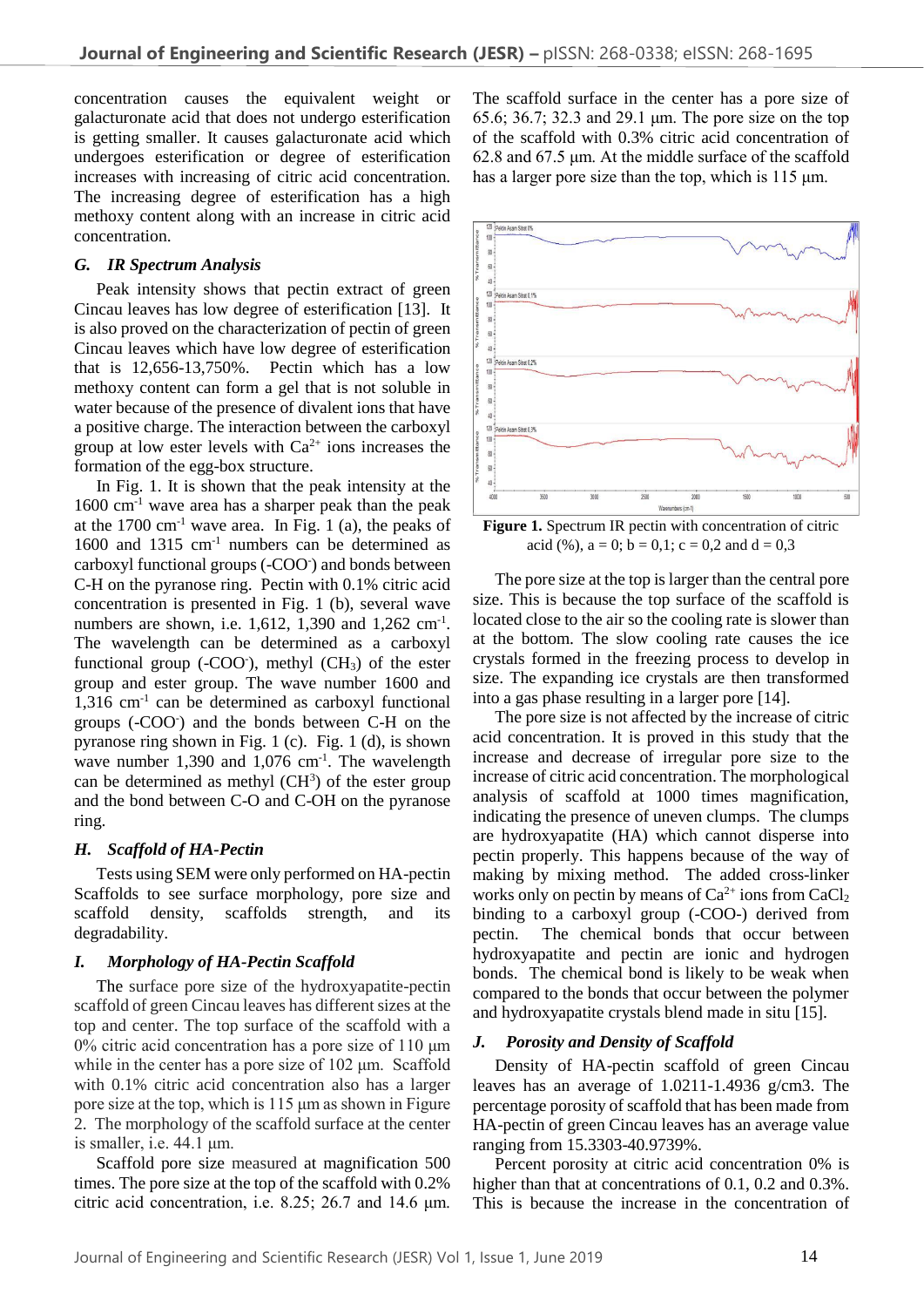concentration causes the equivalent weight or galacturonate acid that does not undergo esterification is getting smaller. It causes galacturonate acid which undergoes esterification or degree of esterification increases with increasing of citric acid concentration. The increasing degree of esterification has a high methoxy content along with an increase in citric acid concentration.

### *G. IR Spectrum Analysis*

Peak intensity shows that pectin extract of green Cincau leaves has low degree of esterification [13]. It is also proved on the characterization of pectin of green Cincau leaves which have low degree of esterification that is 12,656-13,750%. Pectin which has a low methoxy content can form a gel that is not soluble in water because of the presence of divalent ions that have a positive charge. The interaction between the carboxyl group at low ester levels with $Ca^{2+}$ ions increases the formation of the egg-box structure.

In Fig. 1. It is shown that the peak intensity at the 1600 $cm^{-1}$ wave area has a sharper peak than the peak at the 1700 $cm^{-1}$ wave area. In Fig. 1 (a), the peaks of 1600 and 1315 $cm^{-1}$ numbers can be determined as carboxyl functional groups ($-COO^{-}$) and bonds between C-H on the pyranose ring. Pectin with 0.1% citric acid concentration is presented in Fig. 1 (b), several wave numbers are shown, i.e. 1,612, 1,390 and 1,262 $cm^{-1}$. The wavelength can be determined as a carboxyl functional group ($-COO^{-}$), methyl ($CH_3$) of the ester group and ester group. The wave number 1600 and 1,316 $cm^{-1}$ can be determined as carboxyl functional groups ($-COO^{-}$) and the bonds between C-H on the pyranose ring shown in Fig. 1 (c). Fig. 1 (d), is shown wave number 1,390 and 1,076 $cm^{-1}$. The wavelength can be determined as methyl ($CH^3$) of the ester group and the bond between C-O and C-OH on the pyranose ring.

### *H. Scaffold of HA-Pectin*

Tests using SEM were only performed on HA-pectin Scaffolds to see surface morphology, pore size and scaffold density, scaffolds strength, and its degradability.

### *I. Morphology of HA-Pectin Scaffold*

The surface pore size of the hydroxyapatite-pectin scaffold of green Cincau leaves has different sizes at the top and center. The top surface of the scaffold with a 0% citric acid concentration has a pore size of 110 µm while in the center has a pore size of 102 µm. Scaffold with 0.1% citric acid concentration also has a larger pore size at the top, which is 115 µm as shown in Figure 2. The morphology of the scaffold surface at the center is smaller, i.e. 44.1 µm.

Scaffold pore size measured at magnification 500 times. The pore size at the top of the scaffold with 0.2% citric acid concentration, i.e. 8.25; 26.7 and 14.6 µm. The scaffold surface in the center has a pore size of 65.6; 36.7; 32.3 and 29.1 µm. The pore size on the top of the scaffold with 0.3% citric acid concentration of 62.8 and 67.5 µm. At the middle surface of the scaffold has a larger pore size than the top, which is 115 µm.

**Figure 1.** Spectrum IR pectin with concentration of citric acid (%), a = 0; b = 0,1; c = 0,2 and d = 0,3

The pore size at the top is larger than the central pore size. This is because the top surface of the scaffold is located close to the air so the cooling rate is slower than at the bottom. The slow cooling rate causes the ice crystals formed in the freezing process to develop in size. The expanding ice crystals are then transformed into a gas phase resulting in a larger pore [14].

The pore size is not affected by the increase of citric acid concentration. It is proved in this study that the increase and decrease of irregular pore size to the increase of citric acid concentration. The morphological analysis of scaffold at 1000 times magnification, indicating the presence of uneven clumps. The clumps are hydroxyapatite (HA) which cannot disperse into pectin properly. This happens because of the way of making by mixing method. The added cross-linker works only on pectin by means of $Ca^{2+}$ ions from $CaCl_2$ binding to a carboxyl group (-COO-) derived from pectin. The chemical bonds that occur between hydroxyapatite and pectin are ionic and hydrogen bonds. The chemical bond is likely to be weak when compared to the bonds that occur between the polymer and hydroxyapatite crystals blend made in situ [15].

### *J. Porosity and Density of Scaffold*

Density of HA-pectin scaffold of green Cincau leaves has an average of 1.0211-1.4936 g/cm3. The percentage porosity of scaffold that has been made from HA-pectin of green Cincau leaves has an average value ranging from 15.3303-40.9739%.

Percent porosity at citric acid concentration 0% is higher than that at concentrations of 0.1, 0.2 and 0.3%. This is because the increase in the concentration of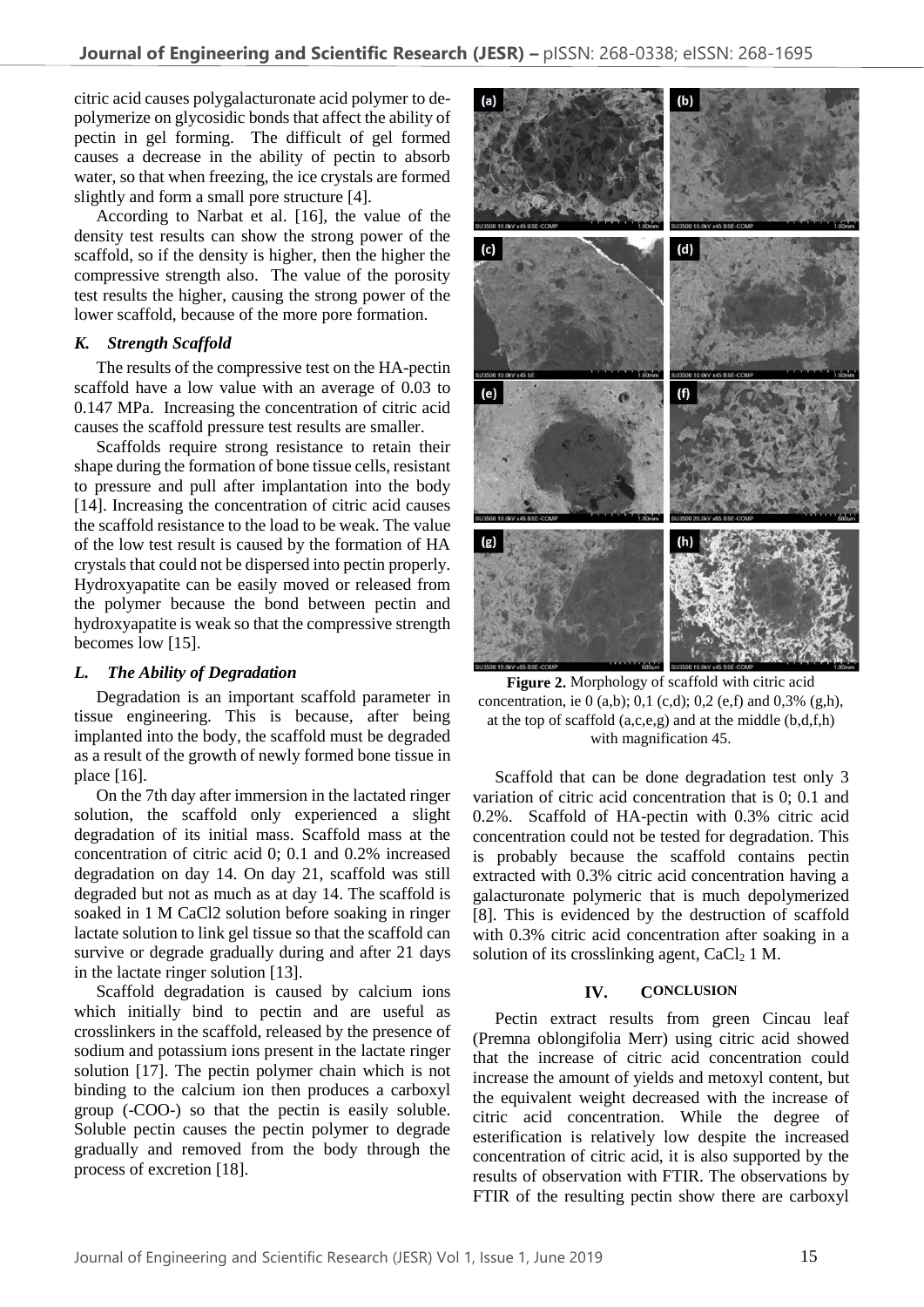citric acid causes polygalacturonate acid polymer to depolymerize on glycosidic bonds that affect the ability of pectin in gel forming. The difficult of gel formed causes a decrease in the ability of pectin to absorb water, so that when freezing, the ice crystals are formed slightly and form a small pore structure [4].

According to Narbat et al. [16], the value of the density test results can show the strong power of the scaffold, so if the density is higher, then the higher the compressive strength also. The value of the porosity test results the higher, causing the strong power of the lower scaffold, because of the more pore formation.

### *K. Strength Scaffold*

The results of the compressive test on the HA-pectin scaffold have a low value with an average of 0.03 to 0.147 MPa. Increasing the concentration of citric acid causes the scaffold pressure test results are smaller.

Scaffolds require strong resistance to retain their shape during the formation of bone tissue cells, resistant to pressure and pull after implantation into the body [14]. Increasing the concentration of citric acid causes the scaffold resistance to the load to be weak. The value of the low test result is caused by the formation of HA crystals that could not be dispersed into pectin properly. Hydroxyapatite can be easily moved or released from the polymer because the bond between pectin and hydroxyapatite is weak so that the compressive strength becomes low [15].

### *L. The Ability of Degradation*

Degradation is an important scaffold parameter in tissue engineering. This is because, after being implanted into the body, the scaffold must be degraded as a result of the growth of newly formed bone tissue in place [16].

On the 7th day after immersion in the lactated ringer solution, the scaffold only experienced a slight degradation of its initial mass. Scaffold mass at the concentration of citric acid 0; 0.1 and 0.2% increased degradation on day 14. On day 21, scaffold was still degraded but not as much as at day 14. The scaffold is soaked in 1 M CaCl2 solution before soaking in ringer lactate solution to link gel tissue so that the scaffold can survive or degrade gradually during and after 21 days in the lactate ringer solution [13].

Scaffold degradation is caused by calcium ions which initially bind to pectin and are useful as crosslinkers in the scaffold, released by the presence of sodium and potassium ions present in the lactate ringer solution [17]. The pectin polymer chain which is not binding to the calcium ion then produces a carboxyl group (-COO-) so that the pectin is easily soluble. Soluble pectin causes the pectin polymer to degrade gradually and removed from the body through the process of excretion [18].

**Figure 2.** Morphology of scaffold with citric acid concentration, ie 0 (a,b); 0,1 (c,d); 0,2 (e,f) and 0,3% (g,h), at the top of scaffold (a,c,e,g) and at the middle (b,d,f,h) with magnification 45.

Scaffold that can be done degradation test only 3 variation of citric acid concentration that is 0; 0.1 and 0.2%. Scaffold of HA-pectin with 0.3% citric acid concentration could not be tested for degradation. This is probably because the scaffold contains pectin extracted with 0.3% citric acid concentration having a galacturonate polymeric that is much depolymerized [8]. This is evidenced by the destruction of scaffold with 0.3% citric acid concentration after soaking in a solution of its crosslinking agent, $CaCl_2$ 1 M.

## IV. CONCLUSION

Pectin extract results from green Cincau leaf (Premna oblongifolia Merr) using citric acid showed that the increase of citric acid concentration could increase the amount of yields and metoxyl content, but the equivalent weight decreased with the increase of citric acid concentration. While the degree of esterification is relatively low despite the increased concentration of citric acid, it is also supported by the results of observation with FTIR. The observations by FTIR of the resulting pectin show there are carboxyl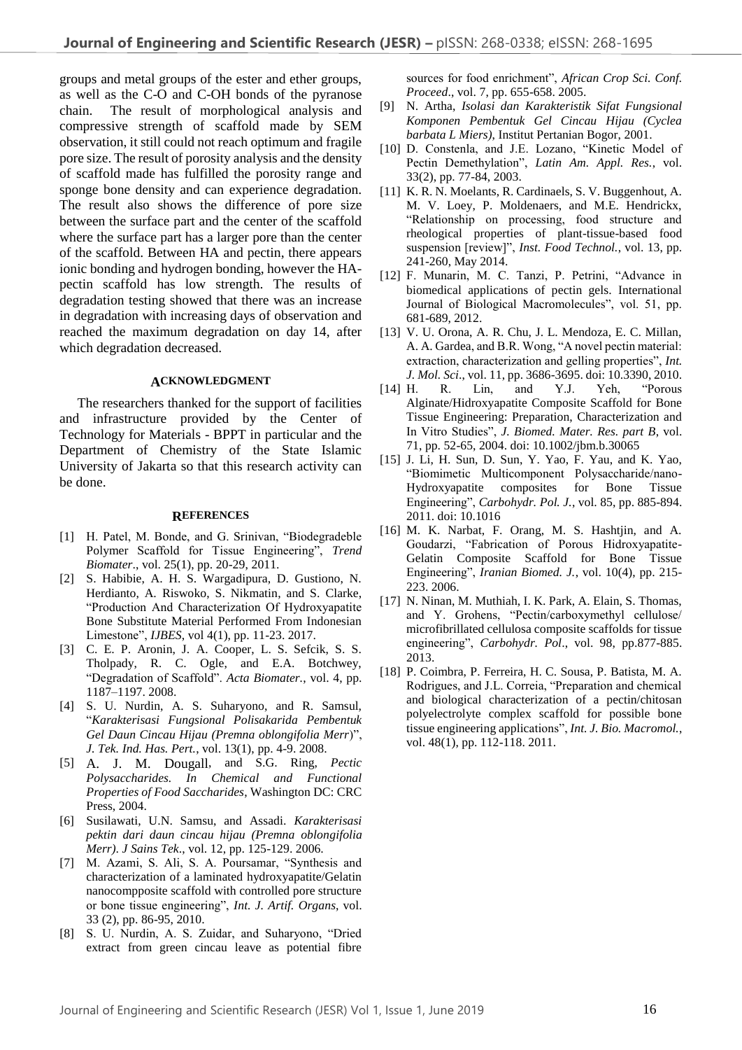groups and metal groups of the ester and ether groups, as well as the C-O and C-OH bonds of the pyranose chain. The result of morphological analysis and compressive strength of scaffold made by SEM observation, it still could not reach optimum and fragile pore size. The result of porosity analysis and the density of scaffold made has fulfilled the porosity range and sponge bone density and can experience degradation. The result also shows the difference of pore size between the surface part and the center of the scaffold where the surface part has a larger pore than the center of the scaffold. Between HA and pectin, there appears ionic bonding and hydrogen bonding, however the HA-pectin scaffold has low strength. The results of degradation testing showed that there was an increase in degradation with increasing days of observation and reached the maximum degradation on day 14, after which degradation decreased.

## ACKNOWLEDGMENT

The researchers thanked for the support of facilities and infrastructure provided by the Center of Technology for Materials - BPPT in particular and the Department of Chemistry of the State Islamic University of Jakarta so that this research activity can be done.

## REFERENCES

[1] H. Patel, M. Bonde, and G. Srinivan, "Biodegradeble Polymer Scaffold for Tissue Engineering", *Trend Biomater*., vol. 25(1), pp. 20-29, 2011.

[2] S. Habibie, A. H. S. Wargadipura, D. Gustiono, N. Herdianto, A. Riswoko, S. Nikmatin, and S. Clarke, "Production And Characterization Of Hydroxyapatite Bone Substitute Material Performed From Indonesian Limestone", *IJBES*, vol 4(1), pp. 11-23. 2017.

[3] C. E. P. Aronin, J. A. Cooper, L. S. Sefcik, S. S. Tholpady, R. C. Ogle, and E.A. Botchwey, "Degradation of Scaffold". *Acta Biomater.*, vol. 4, pp. 1187–1197. 2008.

[4] S. U. Nurdin, A. S. Suharyono, and R. Samsul, "*Karakterisasi Fungsional Polisakarida Pembentuk Gel Daun Cincau Hijau (Premna oblongifolia Merr)*", *J. Tek. Ind. Has. Pert.*, vol. 13(1), pp. 4-9. 2008.

[5] A. J. M. Dougall, and S.G. Ring, *Pectic Polysaccharides. In Chemical and Functional Properties of Food Saccharides*, Washington DC: CRC Press, 2004.

[6] Susilawati, U.N. Samsu, and Assadi. *Karakterisasi pektin dari daun cincau hijau (Premna oblongifolia Merr). J Sains Tek*., vol. 12, pp. 125-129. 2006.

[7] M. Azami, S. Ali, S. A. Poursamar, "Synthesis and characterization of a laminated hydroxyapatite/Gelatin nanocompposite scaffold with controlled pore structure or bone tissue engineering", *Int. J. Artif. Organs*, vol. 33 (2), pp. 86-95, 2010.

[8] S. U. Nurdin, A. S. Zuidar, and Suharyono, "Dried extract from green cincau leave as potential fibre sources for food enrichment", *African Crop Sci. Conf. Proceed*., vol. 7, pp. 655-658. 2005.

[9] N. Artha, *Isolasi dan Karakteristik Sifat Fungsional Komponen Pembentuk Gel Cincau Hijau (Cyclea barbata L Miers)*, Institut Pertanian Bogor, 2001.

[10] D. Constenla, and J.E. Lozano, "Kinetic Model of Pectin Demethylation", *Latin Am. Appl. Res.*, vol. 33(2), pp. 77-84, 2003.

[11] K. R. N. Moelants, R. Cardinaels, S. V. Buggenhout, A. M. V. Loey, P. Moldenaers, and M.E. Hendrickx, "Relationship on processing, food structure and rheological properties of plant-tissue-based food suspension [review]", *Inst. Food Technol.*, vol. 13, pp. 241-260, May 2014.

[12] F. Munarin, M. C. Tanzi, P. Petrini, "Advance in biomedical applications of pectin gels. International Journal of Biological Macromolecules", vol. 51, pp. 681-689, 2012.

[13] V. U. Orona, A. R. Chu, J. L. Mendoza, E. C. Millan, A. A. Gardea, and B.R. Wong, "A novel pectin material: extraction, characterization and gelling properties", *Int. J. Mol. Sci*., vol. 11, pp. 3686-3695. doi: 10.3390, 2010.

[14] H. R. Lin, and Y.J. Yeh, "Porous Alginate/Hidroxyapatite Composite Scaffold for Bone Tissue Engineering: Preparation, Characterization and In Vitro Studies", *J. Biomed. Mater. Res. part B*, vol. 71, pp. 52-65, 2004. doi: 10.1002/jbm.b.30065

[15] J. Li, H. Sun, D. Sun, Y. Yao, F. Yau, and K. Yao, "Biomimetic Multicomponent Polysaccharide/nano-Hydroxyapatite composites for Bone Tissue Engineering", *Carbohydr. Pol. J.*, vol. 85, pp. 885-894. 2011. doi: 10.1016

[16] M. K. Narbat, F. Orang, M. S. Hashtjin, and A. Goudarzi, "Fabrication of Porous Hidroxyapatite-Gelatin Composite Scaffold for Bone Tissue Engineering", *Iranian Biomed. J.*, vol. 10(4), pp. 215-223. 2006.

[17] N. Ninan, M. Muthiah, I. K. Park, A. Elain, S. Thomas, and Y. Grohens, "Pectin/carboxymethyl cellulose/ microfibrillated cellulosa composite scaffolds for tissue engineering", *Carbohydr. Pol*., vol. 98, pp.877-885. 2013.

[18] P. Coimbra, P. Ferreira, H. C. Sousa, P. Batista, M. A. Rodrigues, and J.L. Correia, "Preparation and chemical and biological characterization of a pectin/chitosan polyelectrolyte complex scaffold for possible bone tissue engineering applications", *Int. J. Bio. Macromol.*, vol. 48(1), pp. 112-118. 2011.